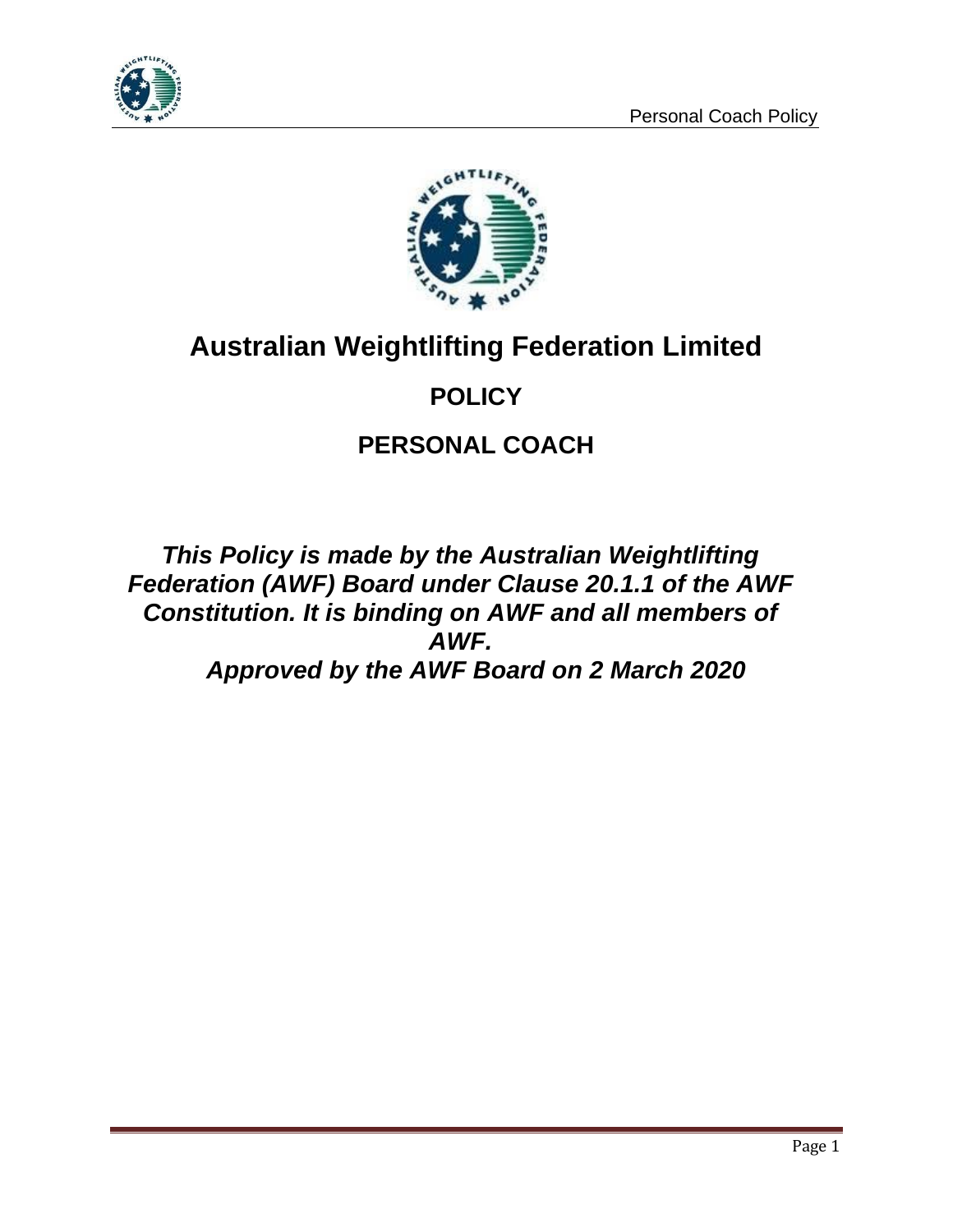# Australian Weightlifting Federation Limited

## POLICY

## PERSONAL COACH

***This Policy is made by the Australian Weightlifting Federation (AWF) Board under Clause 20.1.1 of the AWF Constitution. It is binding on AWF and all members of AWF.***

***Approved by the AWF Board on 2 March 2020***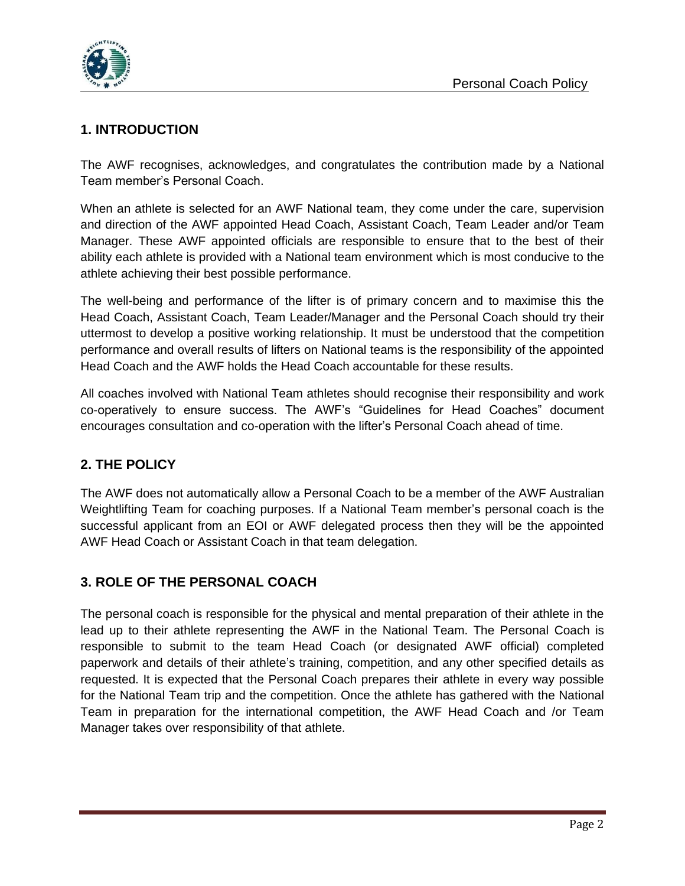## 1. INTRODUCTION

The AWF recognises, acknowledges, and congratulates the contribution made by a National Team member's Personal Coach.

When an athlete is selected for an AWF National team, they come under the care, supervision and direction of the AWF appointed Head Coach, Assistant Coach, Team Leader and/or Team Manager. These AWF appointed officials are responsible to ensure that to the best of their ability each athlete is provided with a National team environment which is most conducive to the athlete achieving their best possible performance.

The well-being and performance of the lifter is of primary concern and to maximise this the Head Coach, Assistant Coach, Team Leader/Manager and the Personal Coach should try their uttermost to develop a positive working relationship. It must be understood that the competition performance and overall results of lifters on National teams is the responsibility of the appointed Head Coach and the AWF holds the Head Coach accountable for these results.

All coaches involved with National Team athletes should recognise their responsibility and work co-operatively to ensure success. The AWF's "Guidelines for Head Coaches" document encourages consultation and co-operation with the lifter's Personal Coach ahead of time.

## 2. THE POLICY

The AWF does not automatically allow a Personal Coach to be a member of the AWF Australian Weightlifting Team for coaching purposes. If a National Team member's personal coach is the successful applicant from an EOI or AWF delegated process then they will be the appointed AWF Head Coach or Assistant Coach in that team delegation.

## 3. ROLE OF THE PERSONAL COACH

The personal coach is responsible for the physical and mental preparation of their athlete in the lead up to their athlete representing the AWF in the National Team. The Personal Coach is responsible to submit to the team Head Coach (or designated AWF official) completed paperwork and details of their athlete's training, competition, and any other specified details as requested. It is expected that the Personal Coach prepares their athlete in every way possible for the National Team trip and the competition. Once the athlete has gathered with the National Team in preparation for the international competition, the AWF Head Coach and /or Team Manager takes over responsibility of that athlete.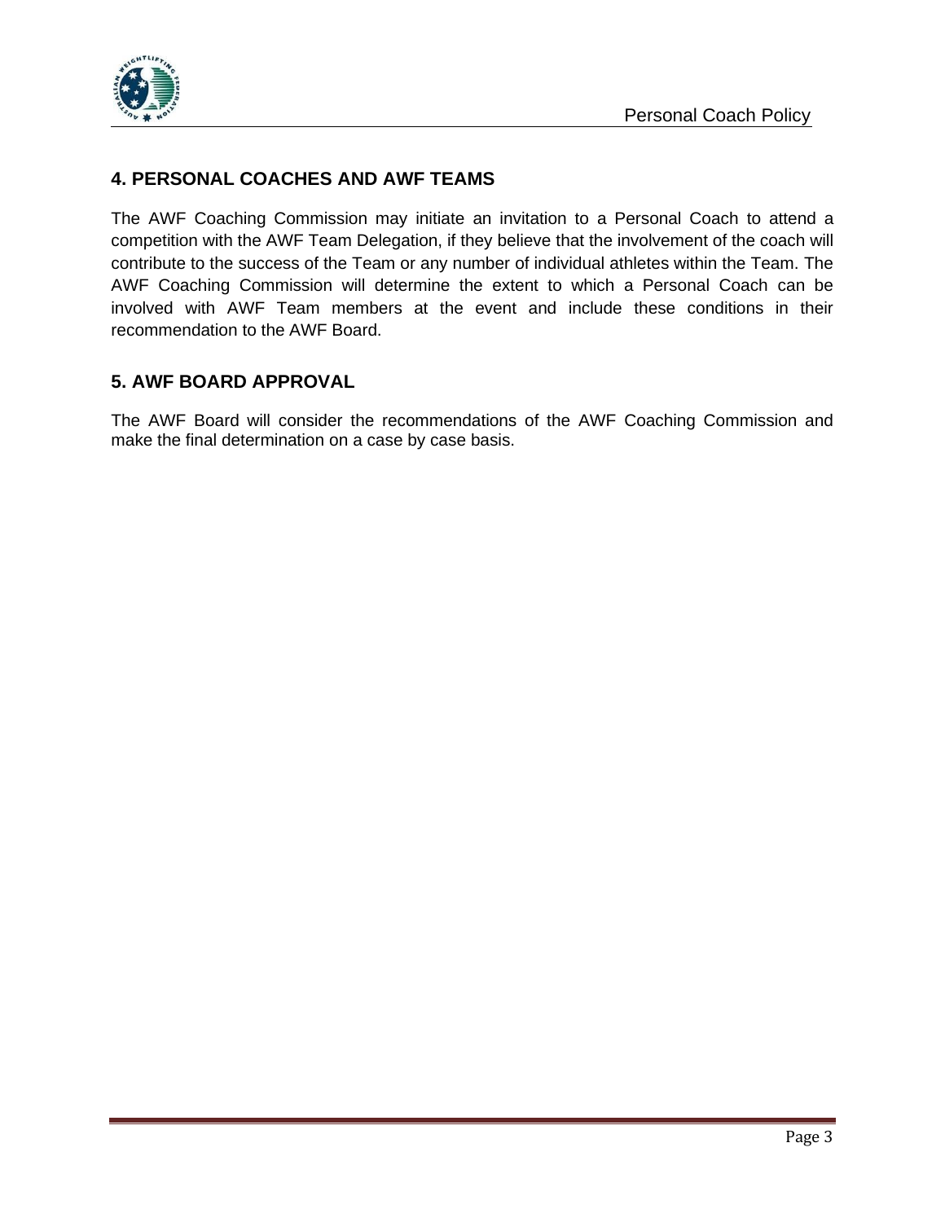## 4. PERSONAL COACHES AND AWF TEAMS

The AWF Coaching Commission may initiate an invitation to a Personal Coach to attend a competition with the AWF Team Delegation, if they believe that the involvement of the coach will contribute to the success of the Team or any number of individual athletes within the Team. The AWF Coaching Commission will determine the extent to which a Personal Coach can be involved with AWF Team members at the event and include these conditions in their recommendation to the AWF Board.

## 5. AWF BOARD APPROVAL

The AWF Board will consider the recommendations of the AWF Coaching Commission and make the final determination on a case by case basis.